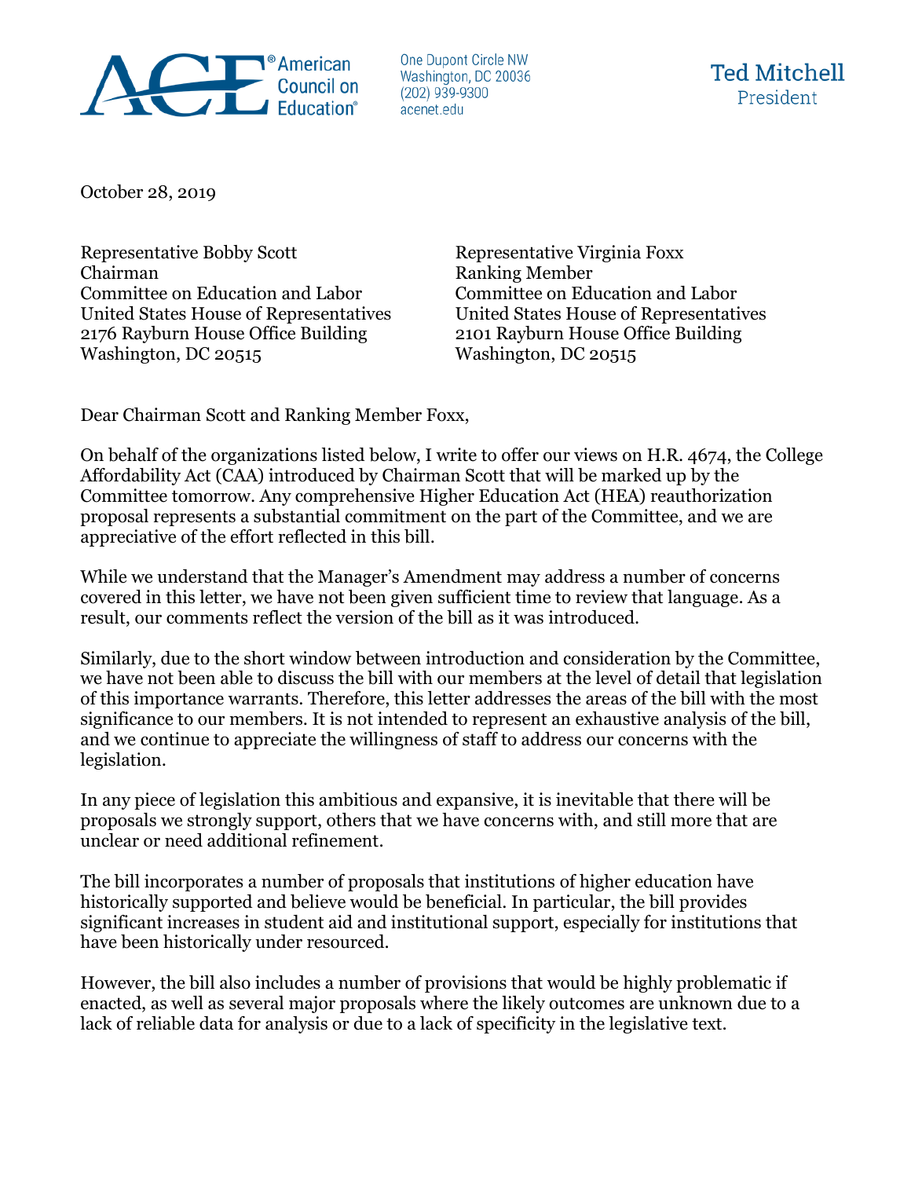American Council on Education®

One Dupont Circle NW
Washington, DC 20036
(202) 939-9300
acenet.edu

Ted Mitchell
President

October 28, 2019

Representative Bobby Scott
Chairman
Committee on Education and Labor
United States House of Representatives
2176 Rayburn House Office Building
Washington, DC 20515

Representative Virginia Foxx
Ranking Member
Committee on Education and Labor
United States House of Representatives
2101 Rayburn House Office Building
Washington, DC 20515

Dear Chairman Scott and Ranking Member Foxx,

On behalf of the organizations listed below, I write to offer our views on H.R. 4674, the College Affordability Act (CAA) introduced by Chairman Scott that will be marked up by the Committee tomorrow. Any comprehensive Higher Education Act (HEA) reauthorization proposal represents a substantial commitment on the part of the Committee, and we are appreciative of the effort reflected in this bill.

While we understand that the Manager's Amendment may address a number of concerns covered in this letter, we have not been given sufficient time to review that language. As a result, our comments reflect the version of the bill as it was introduced.

Similarly, due to the short window between introduction and consideration by the Committee, we have not been able to discuss the bill with our members at the level of detail that legislation of this importance warrants. Therefore, this letter addresses the areas of the bill with the most significance to our members. It is not intended to represent an exhaustive analysis of the bill, and we continue to appreciate the willingness of staff to address our concerns with the legislation.

In any piece of legislation this ambitious and expansive, it is inevitable that there will be proposals we strongly support, others that we have concerns with, and still more that are unclear or need additional refinement.

The bill incorporates a number of proposals that institutions of higher education have historically supported and believe would be beneficial. In particular, the bill provides significant increases in student aid and institutional support, especially for institutions that have been historically under resourced.

However, the bill also includes a number of provisions that would be highly problematic if enacted, as well as several major proposals where the likely outcomes are unknown due to a lack of reliable data for analysis or due to a lack of specificity in the legislative text.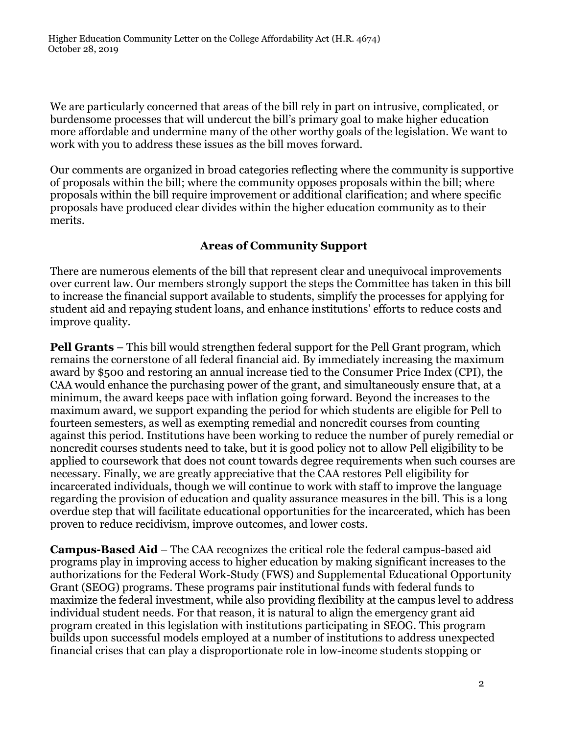We are particularly concerned that areas of the bill rely in part on intrusive, complicated, or burdensome processes that will undercut the bill's primary goal to make higher education more affordable and undermine many of the other worthy goals of the legislation. We want to work with you to address these issues as the bill moves forward.

Our comments are organized in broad categories reflecting where the community is supportive of proposals within the bill; where the community opposes proposals within the bill; where proposals within the bill require improvement or additional clarification; and where specific proposals have produced clear divides within the higher education community as to their merits.

## Areas of Community Support

There are numerous elements of the bill that represent clear and unequivocal improvements over current law. Our members strongly support the steps the Committee has taken in this bill to increase the financial support available to students, simplify the processes for applying for student aid and repaying student loans, and enhance institutions' efforts to reduce costs and improve quality.

**Pell Grants** – This bill would strengthen federal support for the Pell Grant program, which remains the cornerstone of all federal financial aid. By immediately increasing the maximum award by $500 and restoring an annual increase tied to the Consumer Price Index (CPI), the CAA would enhance the purchasing power of the grant, and simultaneously ensure that, at a minimum, the award keeps pace with inflation going forward. Beyond the increases to the maximum award, we support expanding the period for which students are eligible for Pell to fourteen semesters, as well as exempting remedial and noncredit courses from counting against this period. Institutions have been working to reduce the number of purely remedial or noncredit courses students need to take, but it is good policy not to allow Pell eligibility to be applied to coursework that does not count towards degree requirements when such courses are necessary. Finally, we are greatly appreciative that the CAA restores Pell eligibility for incarcerated individuals, though we will continue to work with staff to improve the language regarding the provision of education and quality assurance measures in the bill. This is a long overdue step that will facilitate educational opportunities for the incarcerated, which has been proven to reduce recidivism, improve outcomes, and lower costs.

**Campus-Based Aid** – The CAA recognizes the critical role the federal campus-based aid programs play in improving access to higher education by making significant increases to the authorizations for the Federal Work-Study (FWS) and Supplemental Educational Opportunity Grant (SEOG) programs. These programs pair institutional funds with federal funds to maximize the federal investment, while also providing flexibility at the campus level to address individual student needs. For that reason, it is natural to align the emergency grant aid program created in this legislation with institutions participating in SEOG. This program builds upon successful models employed at a number of institutions to address unexpected financial crises that can play a disproportionate role in low-income students stopping or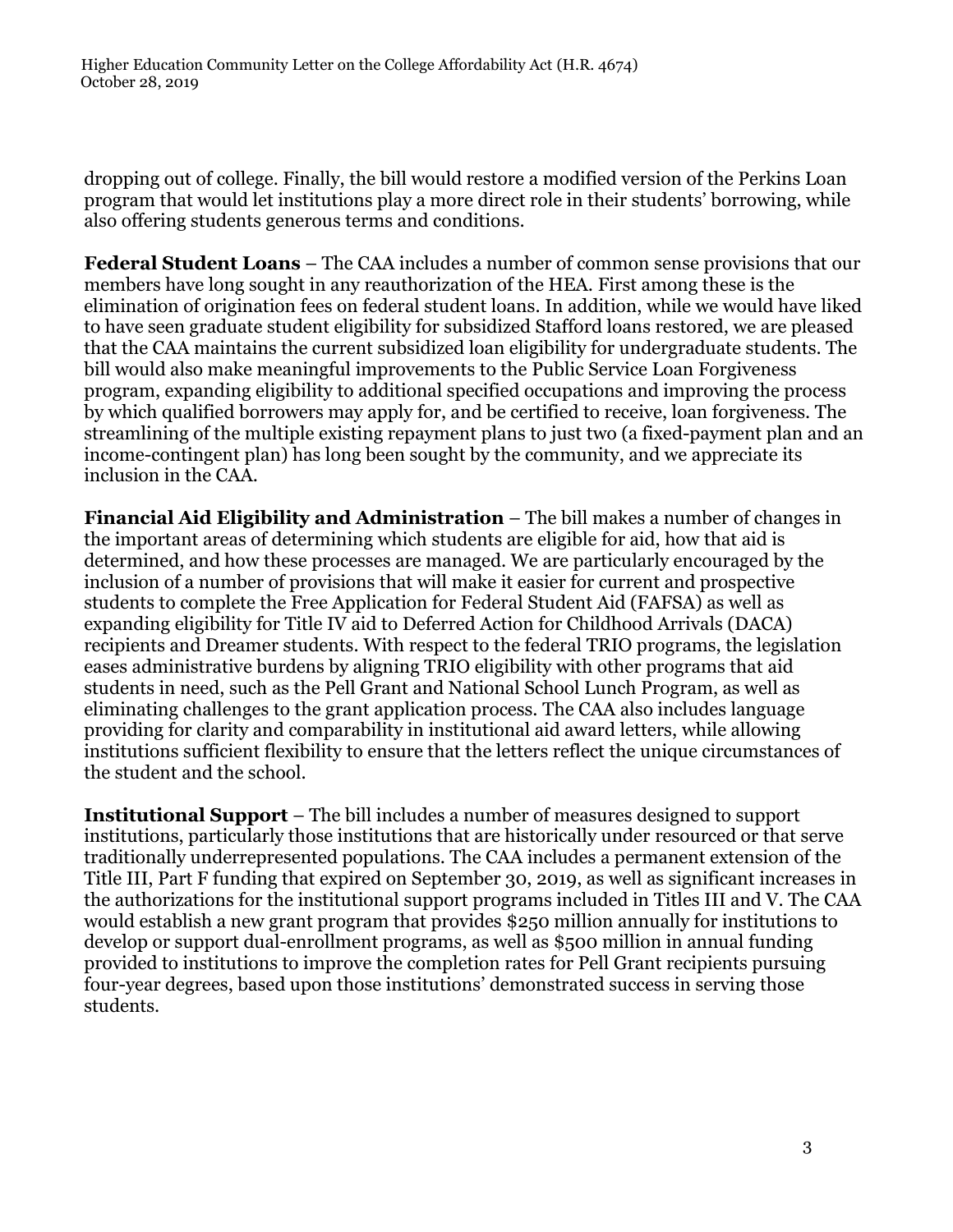dropping out of college. Finally, the bill would restore a modified version of the Perkins Loan program that would let institutions play a more direct role in their students' borrowing, while also offering students generous terms and conditions.

**Federal Student Loans** – The CAA includes a number of common sense provisions that our members have long sought in any reauthorization of the HEA. First among these is the elimination of origination fees on federal student loans. In addition, while we would have liked to have seen graduate student eligibility for subsidized Stafford loans restored, we are pleased that the CAA maintains the current subsidized loan eligibility for undergraduate students. The bill would also make meaningful improvements to the Public Service Loan Forgiveness program, expanding eligibility to additional specified occupations and improving the process by which qualified borrowers may apply for, and be certified to receive, loan forgiveness. The streamlining of the multiple existing repayment plans to just two (a fixed-payment plan and an income-contingent plan) has long been sought by the community, and we appreciate its inclusion in the CAA.

**Financial Aid Eligibility and Administration** – The bill makes a number of changes in the important areas of determining which students are eligible for aid, how that aid is determined, and how these processes are managed. We are particularly encouraged by the inclusion of a number of provisions that will make it easier for current and prospective students to complete the Free Application for Federal Student Aid (FAFSA) as well as expanding eligibility for Title IV aid to Deferred Action for Childhood Arrivals (DACA) recipients and Dreamer students. With respect to the federal TRIO programs, the legislation eases administrative burdens by aligning TRIO eligibility with other programs that aid students in need, such as the Pell Grant and National School Lunch Program, as well as eliminating challenges to the grant application process. The CAA also includes language providing for clarity and comparability in institutional aid award letters, while allowing institutions sufficient flexibility to ensure that the letters reflect the unique circumstances of the student and the school.

**Institutional Support** – The bill includes a number of measures designed to support institutions, particularly those institutions that are historically under resourced or that serve traditionally underrepresented populations. The CAA includes a permanent extension of the Title III, Part F funding that expired on September 30, 2019, as well as significant increases in the authorizations for the institutional support programs included in Titles III and V. The CAA would establish a new grant program that provides $250 million annually for institutions to develop or support dual-enrollment programs, as well as $500 million in annual funding provided to institutions to improve the completion rates for Pell Grant recipients pursuing four-year degrees, based upon those institutions' demonstrated success in serving those students.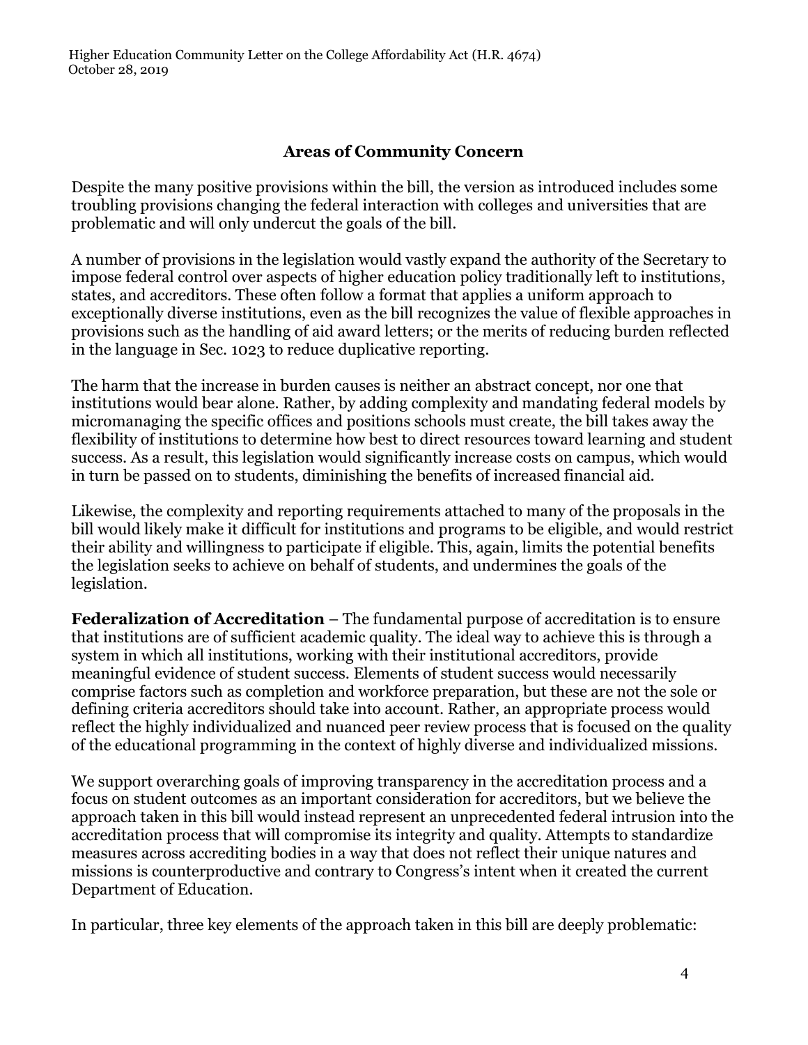## Areas of Community Concern

Despite the many positive provisions within the bill, the version as introduced includes some troubling provisions changing the federal interaction with colleges and universities that are problematic and will only undercut the goals of the bill.

A number of provisions in the legislation would vastly expand the authority of the Secretary to impose federal control over aspects of higher education policy traditionally left to institutions, states, and accreditors. These often follow a format that applies a uniform approach to exceptionally diverse institutions, even as the bill recognizes the value of flexible approaches in provisions such as the handling of aid award letters; or the merits of reducing burden reflected in the language in Sec. 1023 to reduce duplicative reporting.

The harm that the increase in burden causes is neither an abstract concept, nor one that institutions would bear alone. Rather, by adding complexity and mandating federal models by micromanaging the specific offices and positions schools must create, the bill takes away the flexibility of institutions to determine how best to direct resources toward learning and student success. As a result, this legislation would significantly increase costs on campus, which would in turn be passed on to students, diminishing the benefits of increased financial aid.

Likewise, the complexity and reporting requirements attached to many of the proposals in the bill would likely make it difficult for institutions and programs to be eligible, and would restrict their ability and willingness to participate if eligible. This, again, limits the potential benefits the legislation seeks to achieve on behalf of students, and undermines the goals of the legislation.

**Federalization of Accreditation** – The fundamental purpose of accreditation is to ensure that institutions are of sufficient academic quality. The ideal way to achieve this is through a system in which all institutions, working with their institutional accreditors, provide meaningful evidence of student success. Elements of student success would necessarily comprise factors such as completion and workforce preparation, but these are not the sole or defining criteria accreditors should take into account. Rather, an appropriate process would reflect the highly individualized and nuanced peer review process that is focused on the quality of the educational programming in the context of highly diverse and individualized missions.

We support overarching goals of improving transparency in the accreditation process and a focus on student outcomes as an important consideration for accreditors, but we believe the approach taken in this bill would instead represent an unprecedented federal intrusion into the accreditation process that will compromise its integrity and quality. Attempts to standardize measures across accrediting bodies in a way that does not reflect their unique natures and missions is counterproductive and contrary to Congress's intent when it created the current Department of Education.

In particular, three key elements of the approach taken in this bill are deeply problematic: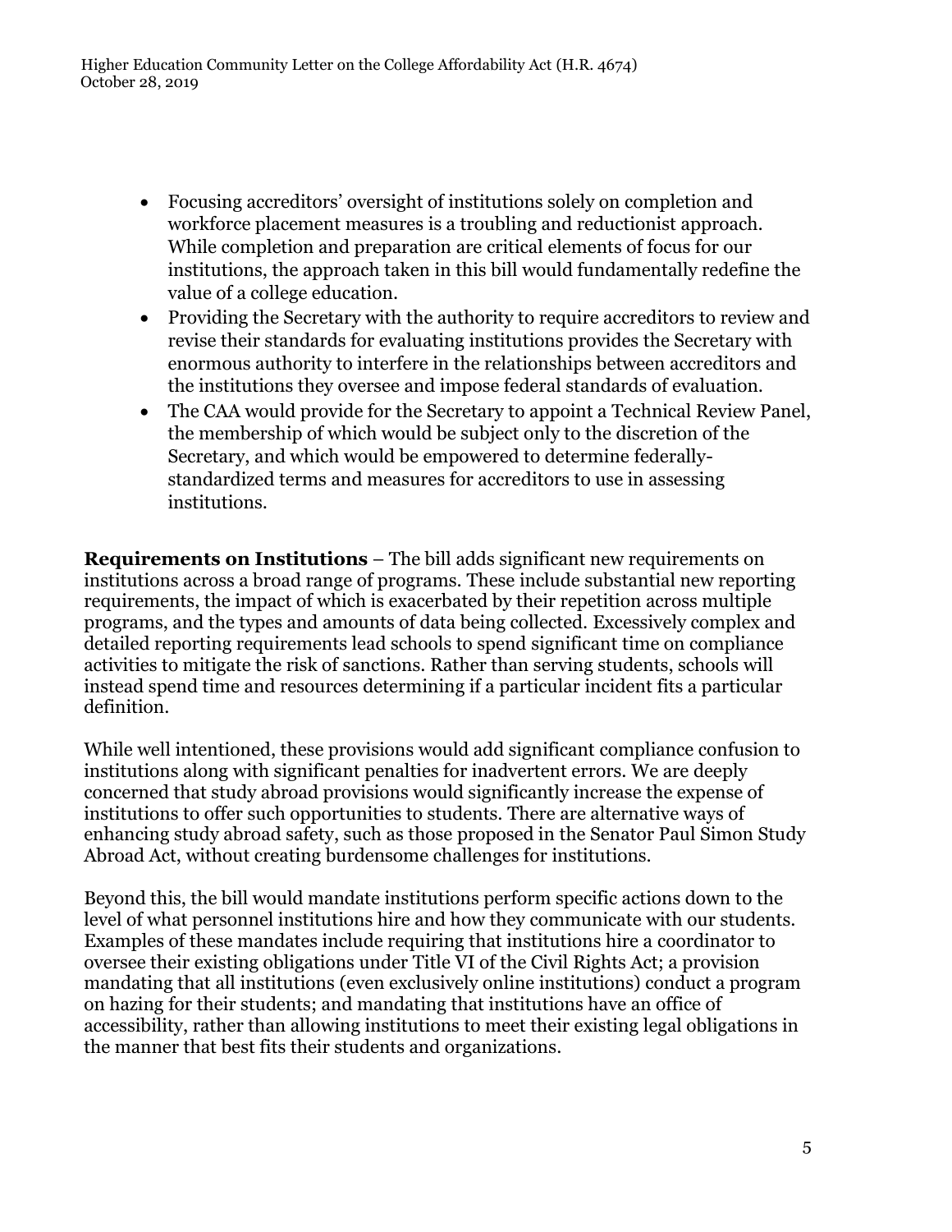- Focusing accreditors' oversight of institutions solely on completion and workforce placement measures is a troubling and reductionist approach. While completion and preparation are critical elements of focus for our institutions, the approach taken in this bill would fundamentally redefine the value of a college education.
- Providing the Secretary with the authority to require accreditors to review and revise their standards for evaluating institutions provides the Secretary with enormous authority to interfere in the relationships between accreditors and the institutions they oversee and impose federal standards of evaluation.
- The CAA would provide for the Secretary to appoint a Technical Review Panel, the membership of which would be subject only to the discretion of the Secretary, and which would be empowered to determine federally-standardized terms and measures for accreditors to use in assessing institutions.

**Requirements on Institutions** – The bill adds significant new requirements on institutions across a broad range of programs. These include substantial new reporting requirements, the impact of which is exacerbated by their repetition across multiple programs, and the types and amounts of data being collected. Excessively complex and detailed reporting requirements lead schools to spend significant time on compliance activities to mitigate the risk of sanctions. Rather than serving students, schools will instead spend time and resources determining if a particular incident fits a particular definition.

While well intentioned, these provisions would add significant compliance confusion to institutions along with significant penalties for inadvertent errors. We are deeply concerned that study abroad provisions would significantly increase the expense of institutions to offer such opportunities to students. There are alternative ways of enhancing study abroad safety, such as those proposed in the Senator Paul Simon Study Abroad Act, without creating burdensome challenges for institutions.

Beyond this, the bill would mandate institutions perform specific actions down to the level of what personnel institutions hire and how they communicate with our students. Examples of these mandates include requiring that institutions hire a coordinator to oversee their existing obligations under Title VI of the Civil Rights Act; a provision mandating that all institutions (even exclusively online institutions) conduct a program on hazing for their students; and mandating that institutions have an office of accessibility, rather than allowing institutions to meet their existing legal obligations in the manner that best fits their students and organizations.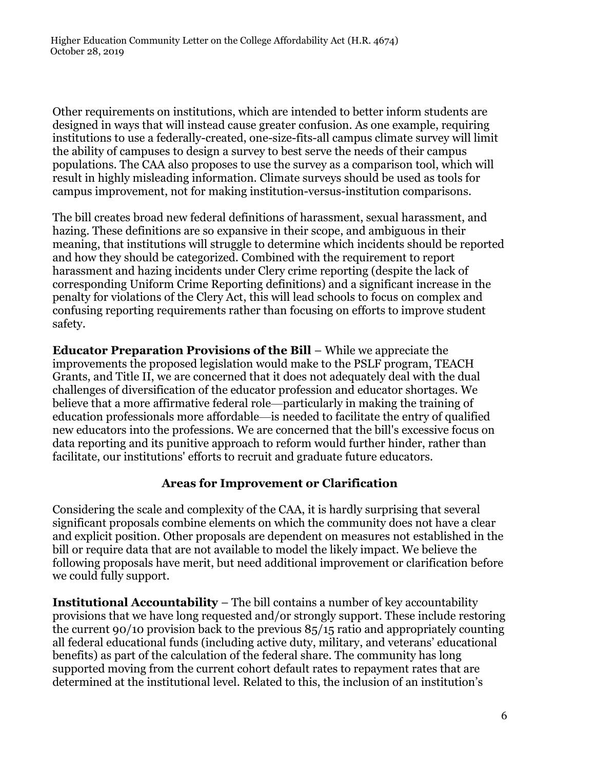Other requirements on institutions, which are intended to better inform students are designed in ways that will instead cause greater confusion. As one example, requiring institutions to use a federally-created, one-size-fits-all campus climate survey will limit the ability of campuses to design a survey to best serve the needs of their campus populations. The CAA also proposes to use the survey as a comparison tool, which will result in highly misleading information. Climate surveys should be used as tools for campus improvement, not for making institution-versus-institution comparisons.

The bill creates broad new federal definitions of harassment, sexual harassment, and hazing. These definitions are so expansive in their scope, and ambiguous in their meaning, that institutions will struggle to determine which incidents should be reported and how they should be categorized. Combined with the requirement to report harassment and hazing incidents under Clery crime reporting (despite the lack of corresponding Uniform Crime Reporting definitions) and a significant increase in the penalty for violations of the Clery Act, this will lead schools to focus on complex and confusing reporting requirements rather than focusing on efforts to improve student safety.

**Educator Preparation Provisions of the Bill** – While we appreciate the improvements the proposed legislation would make to the PSLF program, TEACH Grants, and Title II, we are concerned that it does not adequately deal with the dual challenges of diversification of the educator profession and educator shortages. We believe that a more affirmative federal role—particularly in making the training of education professionals more affordable—is needed to facilitate the entry of qualified new educators into the professions. We are concerned that the bill's excessive focus on data reporting and its punitive approach to reform would further hinder, rather than facilitate, our institutions' efforts to recruit and graduate future educators.

## Areas for Improvement or Clarification

Considering the scale and complexity of the CAA, it is hardly surprising that several significant proposals combine elements on which the community does not have a clear and explicit position. Other proposals are dependent on measures not established in the bill or require data that are not available to model the likely impact. We believe the following proposals have merit, but need additional improvement or clarification before we could fully support.

**Institutional Accountability** – The bill contains a number of key accountability provisions that we have long requested and/or strongly support. These include restoring the current 90/10 provision back to the previous 85/15 ratio and appropriately counting all federal educational funds (including active duty, military, and veterans' educational benefits) as part of the calculation of the federal share. The community has long supported moving from the current cohort default rates to repayment rates that are determined at the institutional level. Related to this, the inclusion of an institution's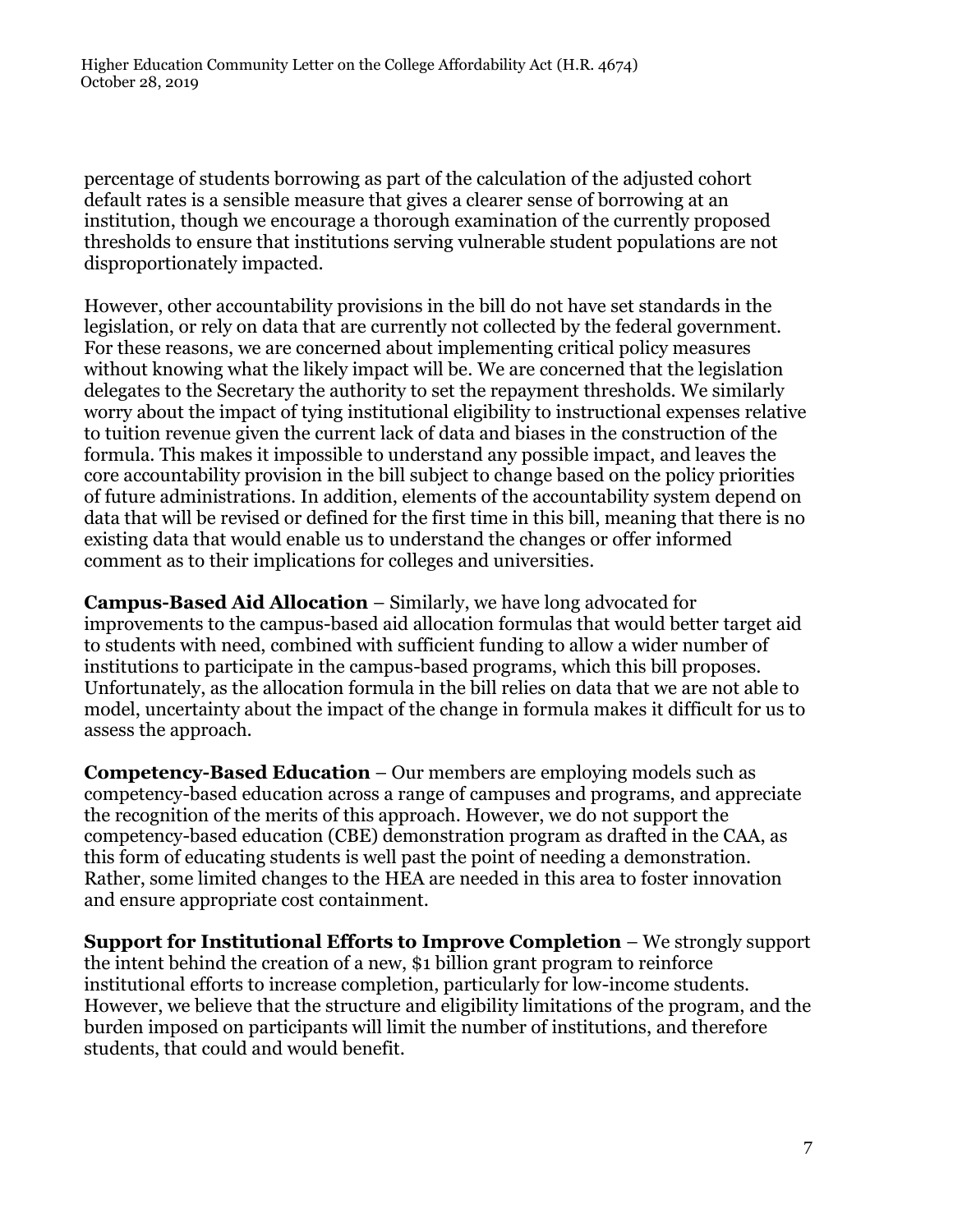percentage of students borrowing as part of the calculation of the adjusted cohort default rates is a sensible measure that gives a clearer sense of borrowing at an institution, though we encourage a thorough examination of the currently proposed thresholds to ensure that institutions serving vulnerable student populations are not disproportionately impacted.

However, other accountability provisions in the bill do not have set standards in the legislation, or rely on data that are currently not collected by the federal government. For these reasons, we are concerned about implementing critical policy measures without knowing what the likely impact will be. We are concerned that the legislation delegates to the Secretary the authority to set the repayment thresholds. We similarly worry about the impact of tying institutional eligibility to instructional expenses relative to tuition revenue given the current lack of data and biases in the construction of the formula. This makes it impossible to understand any possible impact, and leaves the core accountability provision in the bill subject to change based on the policy priorities of future administrations. In addition, elements of the accountability system depend on data that will be revised or defined for the first time in this bill, meaning that there is no existing data that would enable us to understand the changes or offer informed comment as to their implications for colleges and universities.

**Campus-Based Aid Allocation** – Similarly, we have long advocated for improvements to the campus-based aid allocation formulas that would better target aid to students with need, combined with sufficient funding to allow a wider number of institutions to participate in the campus-based programs, which this bill proposes. Unfortunately, as the allocation formula in the bill relies on data that we are not able to model, uncertainty about the impact of the change in formula makes it difficult for us to assess the approach.

**Competency-Based Education** – Our members are employing models such as competency-based education across a range of campuses and programs, and appreciate the recognition of the merits of this approach. However, we do not support the competency-based education (CBE) demonstration program as drafted in the CAA, as this form of educating students is well past the point of needing a demonstration. Rather, some limited changes to the HEA are needed in this area to foster innovation and ensure appropriate cost containment.

**Support for Institutional Efforts to Improve Completion** – We strongly support the intent behind the creation of a new, $1 billion grant program to reinforce institutional efforts to increase completion, particularly for low-income students. However, we believe that the structure and eligibility limitations of the program, and the burden imposed on participants will limit the number of institutions, and therefore students, that could and would benefit.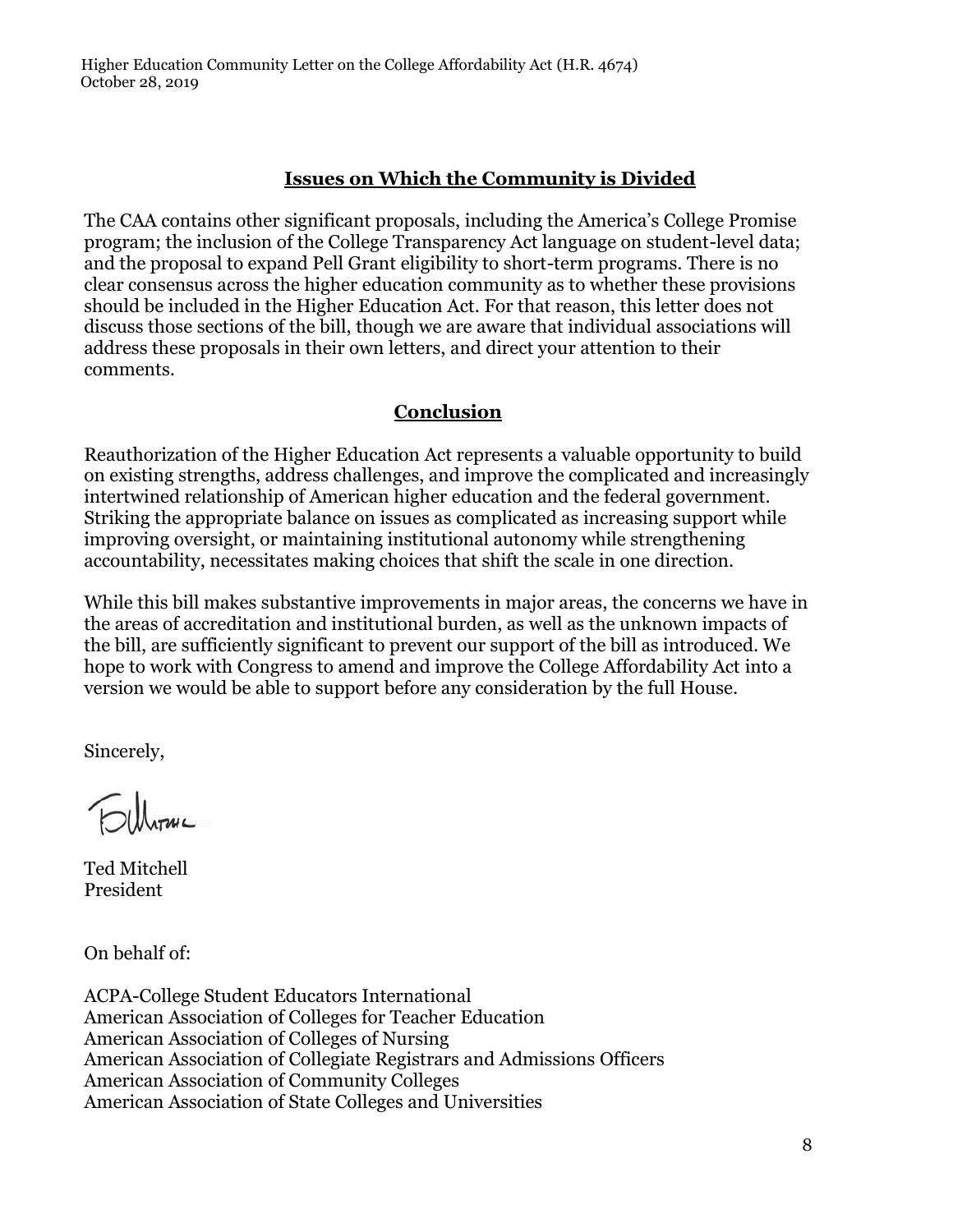## Issues on Which the Community is Divided

The CAA contains other significant proposals, including the America's College Promise program; the inclusion of the College Transparency Act language on student-level data; and the proposal to expand Pell Grant eligibility to short-term programs. There is no clear consensus across the higher education community as to whether these provisions should be included in the Higher Education Act. For that reason, this letter does not discuss those sections of the bill, though we are aware that individual associations will address these proposals in their own letters, and direct your attention to their comments.

## Conclusion

Reauthorization of the Higher Education Act represents a valuable opportunity to build on existing strengths, address challenges, and improve the complicated and increasingly intertwined relationship of American higher education and the federal government. Striking the appropriate balance on issues as complicated as increasing support while improving oversight, or maintaining institutional autonomy while strengthening accountability, necessitates making choices that shift the scale in one direction.

While this bill makes substantive improvements in major areas, the concerns we have in the areas of accreditation and institutional burden, as well as the unknown impacts of the bill, are sufficiently significant to prevent our support of the bill as introduced. We hope to work with Congress to amend and improve the College Affordability Act into a version we would be able to support before any consideration by the full House.

Sincerely,

Ted Mitchell
President

On behalf of:

ACPA-College Student Educators International
American Association of Colleges for Teacher Education
American Association of Colleges of Nursing
American Association of Collegiate Registrars and Admissions Officers
American Association of Community Colleges
American Association of State Colleges and Universities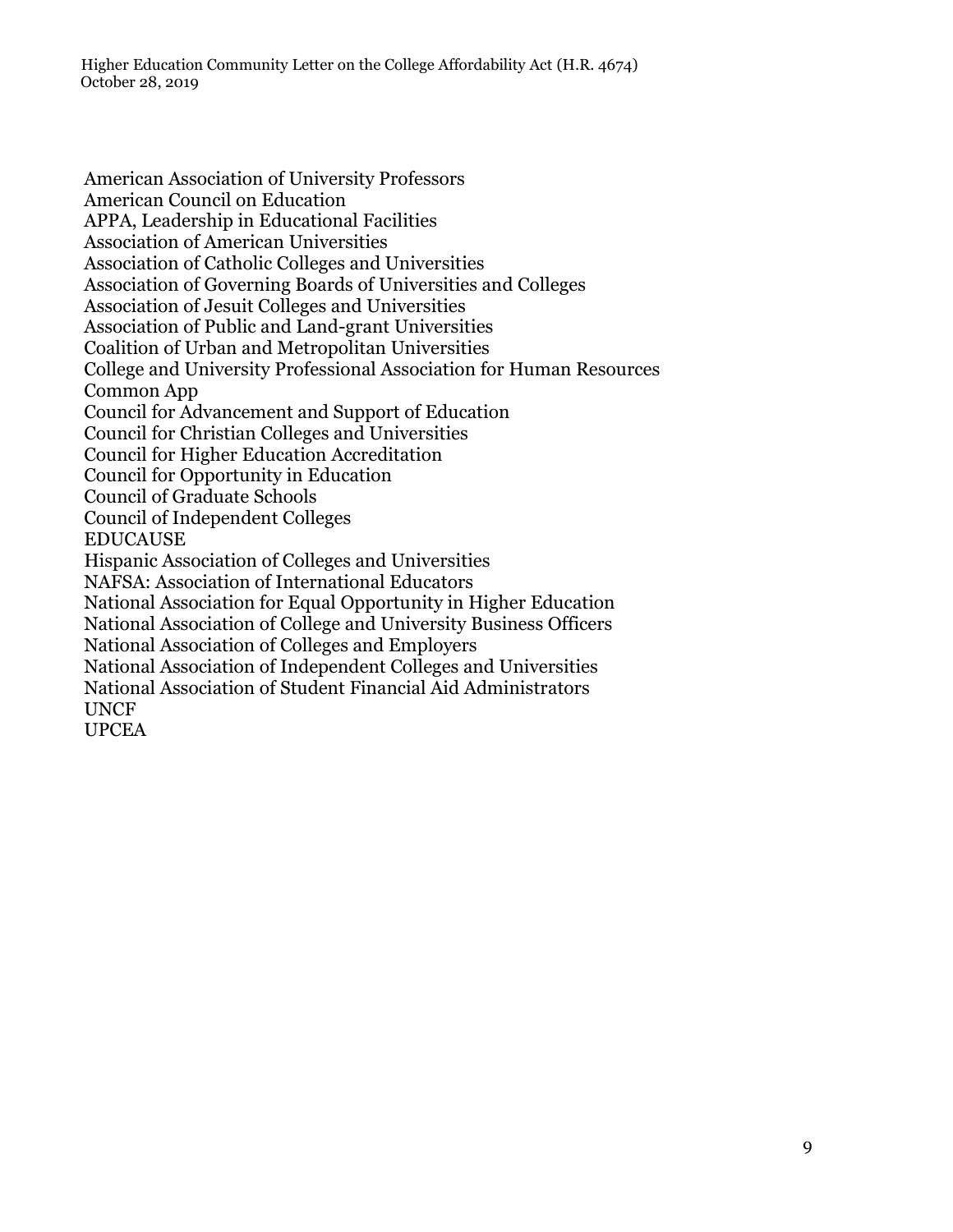American Association of University Professors
American Council on Education
APPA, Leadership in Educational Facilities
Association of American Universities
Association of Catholic Colleges and Universities
Association of Governing Boards of Universities and Colleges
Association of Jesuit Colleges and Universities
Association of Public and Land-grant Universities
Coalition of Urban and Metropolitan Universities
College and University Professional Association for Human Resources
Common App
Council for Advancement and Support of Education
Council for Christian Colleges and Universities
Council for Higher Education Accreditation
Council for Opportunity in Education
Council of Graduate Schools
Council of Independent Colleges
EDUCAUSE
Hispanic Association of Colleges and Universities
NAFSA: Association of International Educators
National Association for Equal Opportunity in Higher Education
National Association of College and University Business Officers
National Association of Colleges and Employers
National Association of Independent Colleges and Universities
National Association of Student Financial Aid Administrators
UNCF
UPCEA